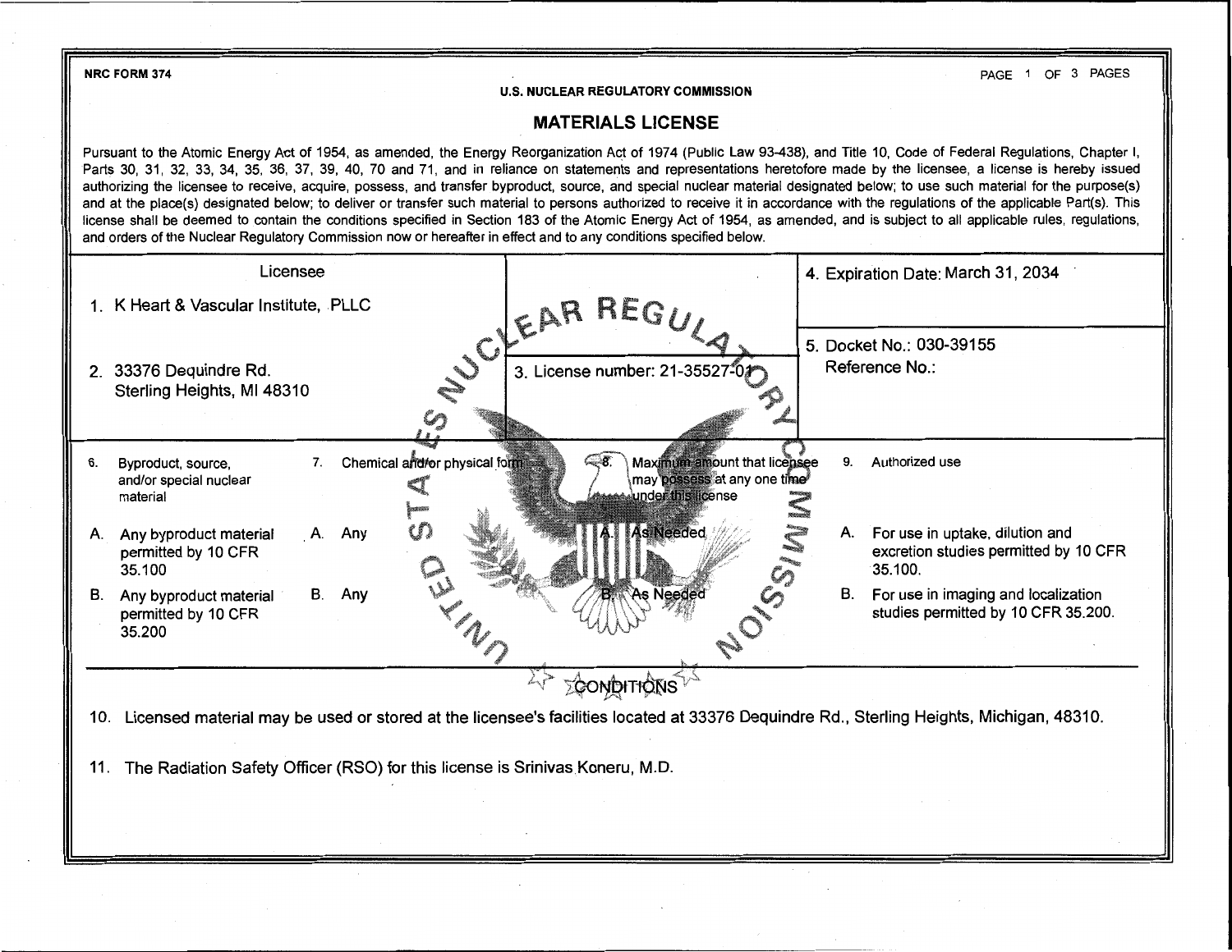NRC FORM 374

U.S. NUCLEAR REGULATORY COMMISSION

# MATERIALS LICENSE

Pursuant to the Atomic Energy Act of 1954, as amended, the Energy Reorganization Act of 1974 (Public Law 93-438), and Title 10, Code of Federal Regulations, Chapter I, Parts 30, 31, 32, 33, 34, 35, 36, 37, 39, 40, 70 and 71, and in reliance on statements and representations heretofore made by the licensee, a license is hereby issued authorizing the licensee to receive, acquire, possess, and transfer byproduct, source, and special nuclear material designated below; to use such material for the purpose(s) and at the place(s) designated below; to deliver or transfer such material to persons authorized to receive it in accordance with the regulations of the applicable Part(s). This license shall be deemed to contain the conditions specified in Section 183 of the Atomic Energy Act of 1954, as amended, and is subject to all applicable rules, regulations, and orders of the Nuclear Regulatory Commission now or hereafter in effect and to any conditions specified below.

| Licensee | | |
|---|---|---|
| 1. K Heart & Vascular Institute, PLLC | | 4. Expiration Date: March 31, 2034 |
| 2. 33376 Dequindre Rd.<br>Sterling Heights, MI 48310 | 3. License number: 21-35527-01 | 5. Docket No.: 030-39155<br>Reference No.: |

| 6. Byproduct, source, and/or special nuclear material | 7. Chemical and/or physical form | 8. Maximum amount that licensee may possess at any one time under this license | 9. Authorized use |
|---|---|---|---|
| A. Any byproduct material permitted by 10 CFR 35.100 | A. Any | A. As Needed | A. For use in uptake, dilution and excretion studies permitted by 10 CFR 35.100. |
| B. Any byproduct material permitted by 10 CFR 35.200 | B. Any | B. As Needed | B. For use in imaging and localization studies permitted by 10 CFR 35.200. |

## CONDITIONS

10. Licensed material may be used or stored at the licensee's facilities located at 33376 Dequindre Rd., Sterling Heights, Michigan, 48310.

11. The Radiation Safety Officer (RSO) for this license is Srinivas Koneru, M.D.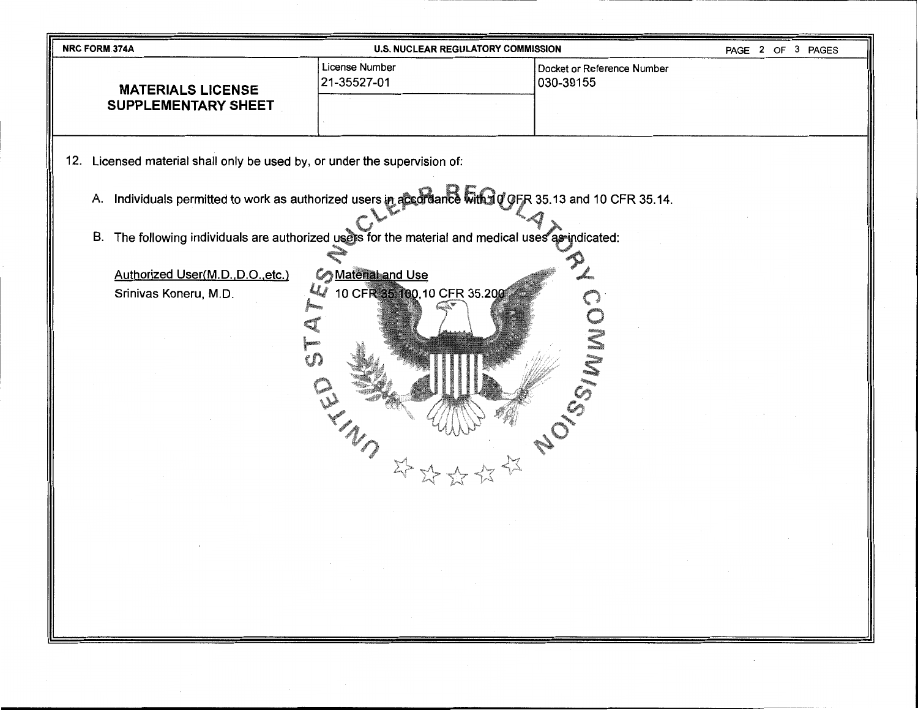| NRC FORM 374A | U.S. NUCLEAR REGULATORY COMMISSION | |
|---|---|---|
| **MATERIALS LICENSE SUPPLEMENTARY SHEET** | License Number 21-35527-01 | Docket or Reference Number 030-39155 |

12. Licensed material shall only be used by, or under the supervision of:

    A. Individuals permitted to work as authorized users in accordance with 10 CFR 35.13 and 10 CFR 35.14.

    B. The following individuals are authorized users for the material and medical uses as indicated:

| Authorized User(M.D.,D.O.,etc.) | Material and Use |
|---|---|
| Srinivas Koneru, M.D. | 10 CFR 35.100,10 CFR 35.200 |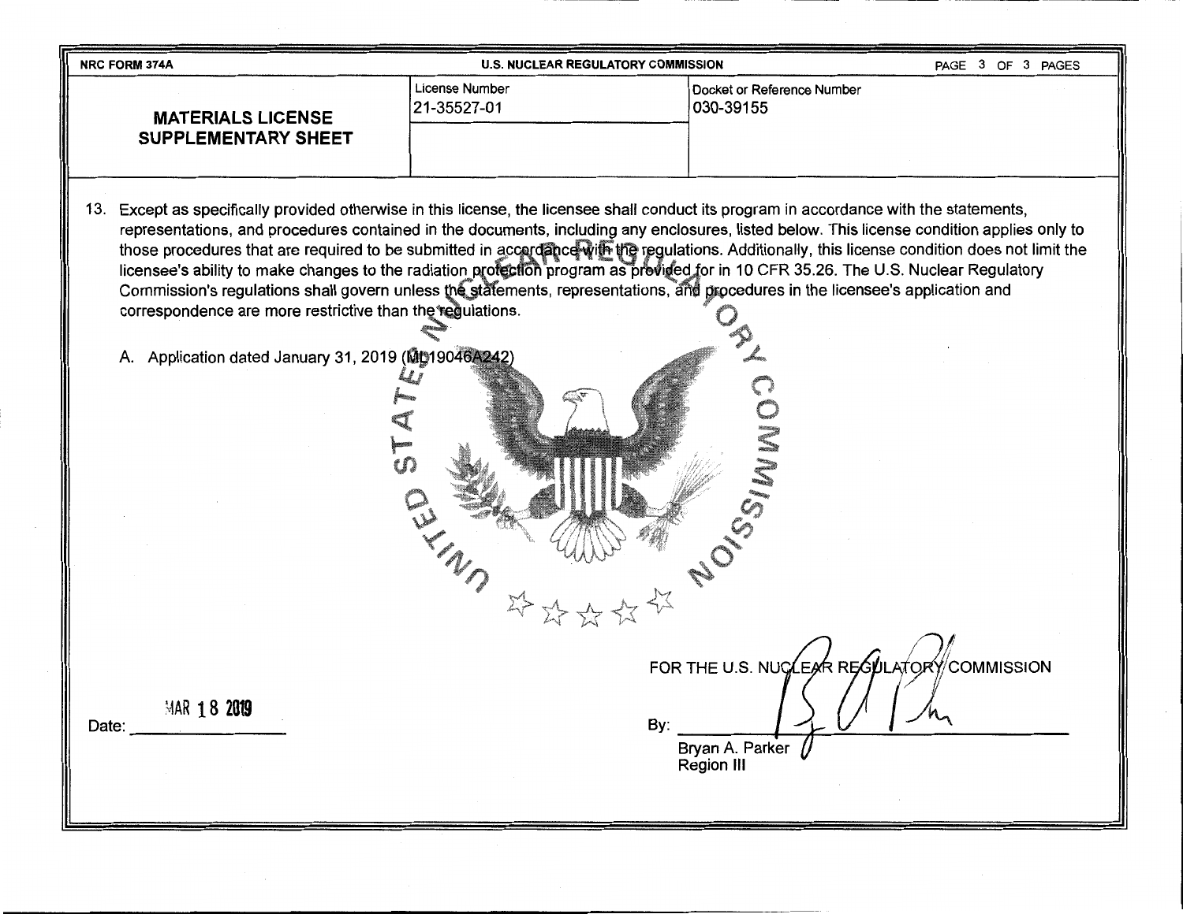NRC FORM 374A — U.S. NUCLEAR REGULATORY COMMISSION

| MATERIALS LICENSE SUPPLEMENTARY SHEET | License Number | Docket or Reference Number |
|---|---|---|
| | 21-35527-01 | 030-39155 |

13. Except as specifically provided otherwise in this license, the licensee shall conduct its program in accordance with the statements, representations, and procedures contained in the documents, including any enclosures, listed below. This license condition applies only to those procedures that are required to be submitted in accordance with the regulations. Additionally, this license condition does not limit the licensee's ability to make changes to the radiation protection program as provided for in 10 CFR 35.26. The U.S. Nuclear Regulatory Commission's regulations shall govern unless the statements, representations, and procedures in the licensee's application and correspondence are more restrictive than the regulations.

    A. Application dated January 31, 2019 (ML19046A242)

FOR THE U.S. NUCLEAR REGULATORY COMMISSION

Date: MAR 18 2019

By: Bryan A. Parker
Region III